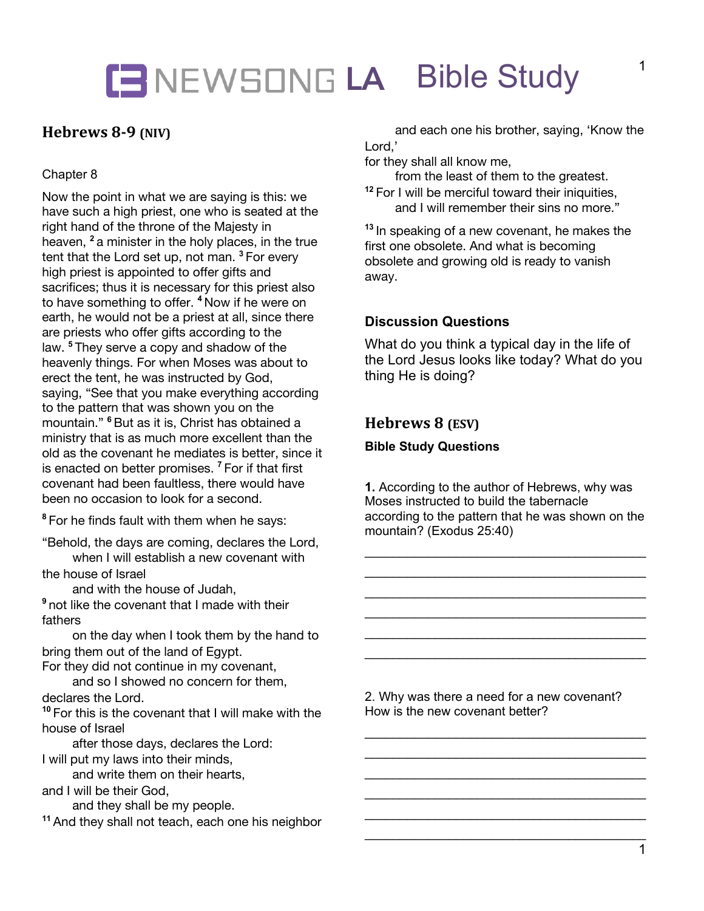# NEWSONG LA Bible Study

## Hebrews 8-9 (NIV)

Chapter 8

Now the point in what we are saying is this: we have such a high priest, one who is seated at the right hand of the throne of the Majesty in heaven, [2] a minister in the holy places, in the true tent that the Lord set up, not man. [3] For every high priest is appointed to offer gifts and sacrifices; thus it is necessary for this priest also to have something to offer. [4] Now if he were on earth, he would not be a priest at all, since there are priests who offer gifts according to the law. [5] They serve a copy and shadow of the heavenly things. For when Moses was about to erect the tent, he was instructed by God, saying, "See that you make everything according to the pattern that was shown you on the mountain." [6] But as it is, Christ has obtained a ministry that is as much more excellent than the old as the covenant he mediates is better, since it is enacted on better promises. [7] For if that first covenant had been faultless, there would have been no occasion to look for a second.

[8] For he finds fault with them when he says:

"Behold, the days are coming, declares the Lord,
when I will establish a new covenant with the house of Israel
and with the house of Judah,
[9] not like the covenant that I made with their fathers
on the day when I took them by the hand to bring them out of the land of Egypt.
For they did not continue in my covenant,
and so I showed no concern for them,
declares the Lord.
[10] For this is the covenant that I will make with the house of Israel
after those days, declares the Lord:
I will put my laws into their minds,
and write them on their hearts,
and I will be their God,
and they shall be my people.
[11] And they shall not teach, each one his neighbor
and each one his brother, saying, 'Know the Lord,'
for they shall all know me,
from the least of them to the greatest.
[12] For I will be merciful toward their iniquities,
and I will remember their sins no more."

[13] In speaking of a new covenant, he makes the first one obsolete. And what is becoming obsolete and growing old is ready to vanish away.

### Discussion Questions

What do you think a typical day in the life of the Lord Jesus looks like today? What do you thing He is doing?

## Hebrews 8 (ESV)

### Bible Study Questions

**1.** According to the author of Hebrews, why was Moses instructed to build the tabernacle according to the pattern that he was shown on the mountain? (Exodus 25:40)

\_\_\_\_\_\_\_\_\_\_\_\_\_\_\_\_\_\_\_\_\_\_\_\_\_\_\_\_\_\_\_\_\_\_\_\_\_\_\_\_
\_\_\_\_\_\_\_\_\_\_\_\_\_\_\_\_\_\_\_\_\_\_\_\_\_\_\_\_\_\_\_\_\_\_\_\_\_\_\_\_
\_\_\_\_\_\_\_\_\_\_\_\_\_\_\_\_\_\_\_\_\_\_\_\_\_\_\_\_\_\_\_\_\_\_\_\_\_\_\_\_
\_\_\_\_\_\_\_\_\_\_\_\_\_\_\_\_\_\_\_\_\_\_\_\_\_\_\_\_\_\_\_\_\_\_\_\_\_\_\_\_
\_\_\_\_\_\_\_\_\_\_\_\_\_\_\_\_\_\_\_\_\_\_\_\_\_\_\_\_\_\_\_\_\_\_\_\_\_\_\_\_
\_\_\_\_\_\_\_\_\_\_\_\_\_\_\_\_\_\_\_\_\_\_\_\_\_\_\_\_\_\_\_\_\_\_\_\_\_\_\_\_

2. Why was there a need for a new covenant? How is the new covenant better?

\_\_\_\_\_\_\_\_\_\_\_\_\_\_\_\_\_\_\_\_\_\_\_\_\_\_\_\_\_\_\_\_\_\_\_\_\_\_\_\_
\_\_\_\_\_\_\_\_\_\_\_\_\_\_\_\_\_\_\_\_\_\_\_\_\_\_\_\_\_\_\_\_\_\_\_\_\_\_\_\_
\_\_\_\_\_\_\_\_\_\_\_\_\_\_\_\_\_\_\_\_\_\_\_\_\_\_\_\_\_\_\_\_\_\_\_\_\_\_\_\_
\_\_\_\_\_\_\_\_\_\_\_\_\_\_\_\_\_\_\_\_\_\_\_\_\_\_\_\_\_\_\_\_\_\_\_\_\_\_\_\_
\_\_\_\_\_\_\_\_\_\_\_\_\_\_\_\_\_\_\_\_\_\_\_\_\_\_\_\_\_\_\_\_\_\_\_\_\_\_\_\_
\_\_\_\_\_\_\_\_\_\_\_\_\_\_\_\_\_\_\_\_\_\_\_\_\_\_\_\_\_\_\_\_\_\_\_\_\_\_\_\_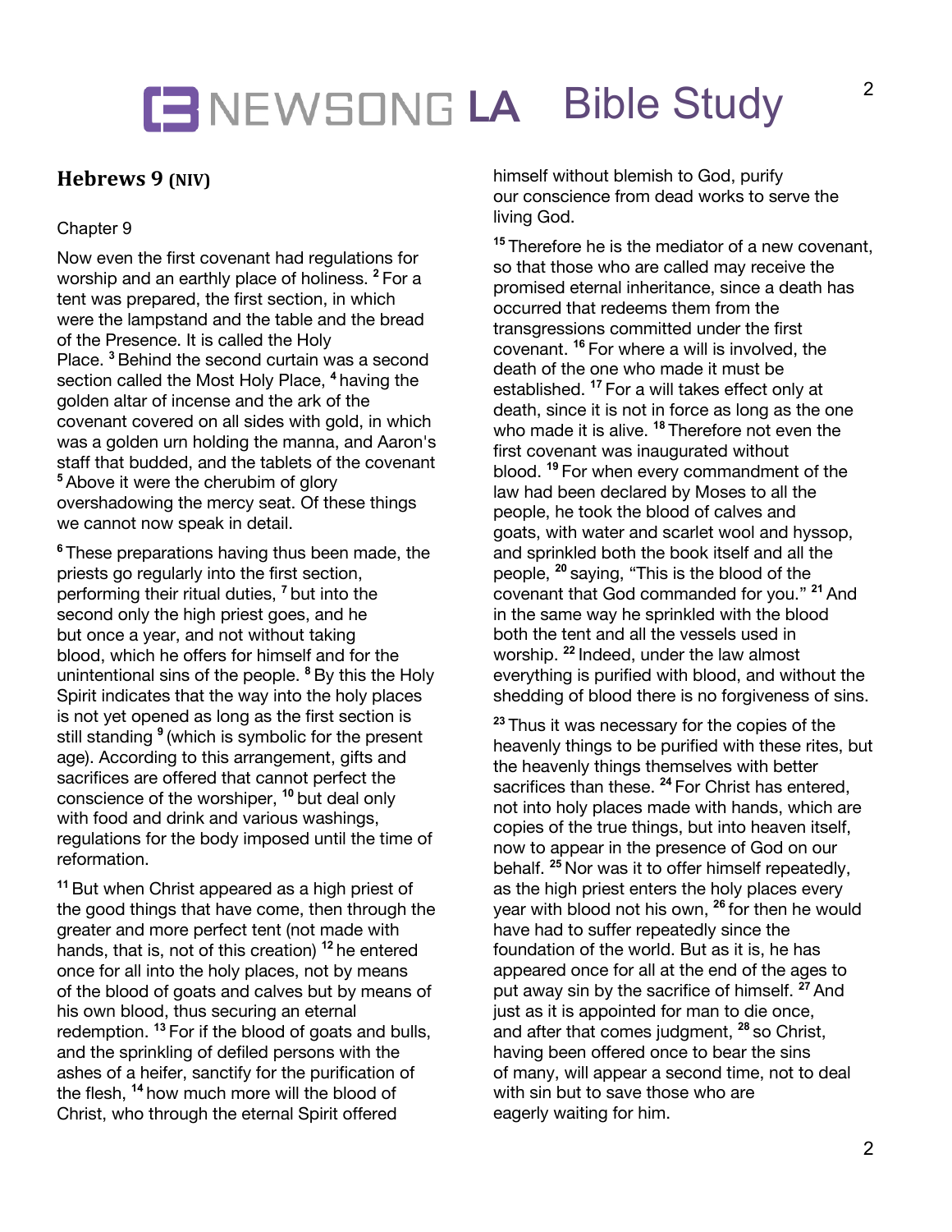# NEWSONG LA Bible Study

## Hebrews 9 (NIV)

Chapter 9

Now even the first covenant had regulations for worship and an earthly place of holiness. [2] For a tent was prepared, the first section, in which were the lampstand and the table and the bread of the Presence. It is called the Holy Place. [3] Behind the second curtain was a second section called the Most Holy Place, [4] having the golden altar of incense and the ark of the covenant covered on all sides with gold, in which was a golden urn holding the manna, and Aaron's staff that budded, and the tablets of the covenant [5] Above it were the cherubim of glory overshadowing the mercy seat. Of these things we cannot now speak in detail.

[6] These preparations having thus been made, the priests go regularly into the first section, performing their ritual duties, [7] but into the second only the high priest goes, and he but once a year, and not without taking blood, which he offers for himself and for the unintentional sins of the people. [8] By this the Holy Spirit indicates that the way into the holy places is not yet opened as long as the first section is still standing [9] (which is symbolic for the present age). According to this arrangement, gifts and sacrifices are offered that cannot perfect the conscience of the worshiper, [10] but deal only with food and drink and various washings, regulations for the body imposed until the time of reformation.

[11] But when Christ appeared as a high priest of the good things that have come, then through the greater and more perfect tent (not made with hands, that is, not of this creation) [12] he entered once for all into the holy places, not by means of the blood of goats and calves but by means of his own blood, thus securing an eternal redemption. [13] For if the blood of goats and bulls, and the sprinkling of defiled persons with the ashes of a heifer, sanctify for the purification of the flesh, [14] how much more will the blood of Christ, who through the eternal Spirit offered himself without blemish to God, purify our conscience from dead works to serve the living God.

[15] Therefore he is the mediator of a new covenant, so that those who are called may receive the promised eternal inheritance, since a death has occurred that redeems them from the transgressions committed under the first covenant. [16] For where a will is involved, the death of the one who made it must be established. [17] For a will takes effect only at death, since it is not in force as long as the one who made it is alive. [18] Therefore not even the first covenant was inaugurated without blood. [19] For when every commandment of the law had been declared by Moses to all the people, he took the blood of calves and goats, with water and scarlet wool and hyssop, and sprinkled both the book itself and all the people, [20] saying, "This is the blood of the covenant that God commanded for you." [21] And in the same way he sprinkled with the blood both the tent and all the vessels used in worship. [22] Indeed, under the law almost everything is purified with blood, and without the shedding of blood there is no forgiveness of sins.

[23] Thus it was necessary for the copies of the heavenly things to be purified with these rites, but the heavenly things themselves with better sacrifices than these. [24] For Christ has entered, not into holy places made with hands, which are copies of the true things, but into heaven itself, now to appear in the presence of God on our behalf. [25] Nor was it to offer himself repeatedly, as the high priest enters the holy places every year with blood not his own, [26] for then he would have had to suffer repeatedly since the foundation of the world. But as it is, he has appeared once for all at the end of the ages to put away sin by the sacrifice of himself. [27] And just as it is appointed for man to die once, and after that comes judgment, [28] so Christ, having been offered once to bear the sins of many, will appear a second time, not to deal with sin but to save those who are eagerly waiting for him.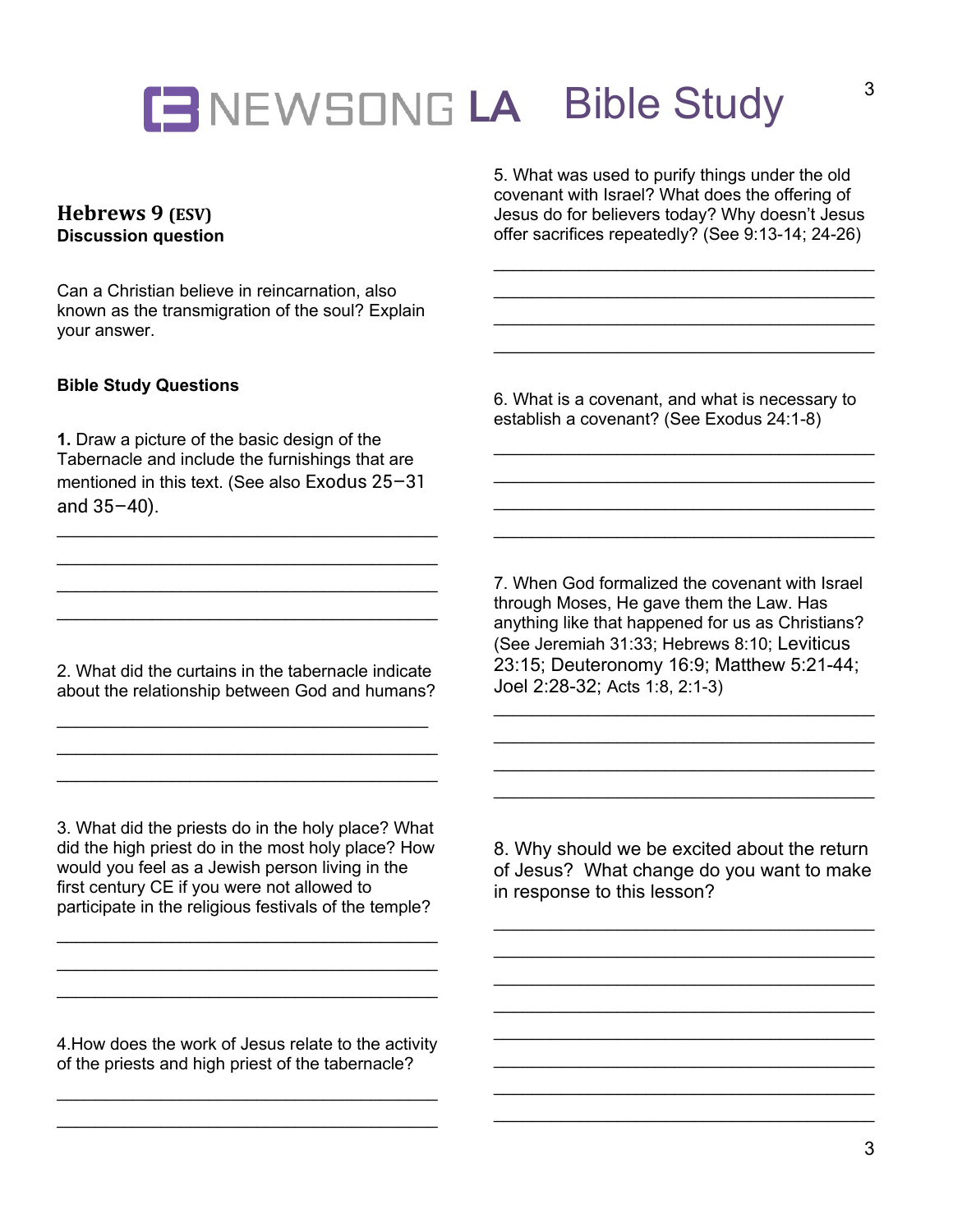# NEWSONG LA Bible Study

## Hebrews 9 (ESV)

**Discussion question**

Can a Christian believe in reincarnation, also known as the transmigration of the soul? Explain your answer.

**Bible Study Questions**

**1.** Draw a picture of the basic design of the Tabernacle and include the furnishings that are mentioned in this text. (See also Exodus 25–31 and 35–40).

________________________________________
________________________________________
________________________________________
________________________________________

2. What did the curtains in the tabernacle indicate about the relationship between God and humans?

________________________________________
________________________________________
________________________________________

3. What did the priests do in the holy place? What did the high priest do in the most holy place? How would you feel as a Jewish person living in the first century CE if you were not allowed to participate in the religious festivals of the temple?

________________________________________
________________________________________
________________________________________

4.How does the work of Jesus relate to the activity of the priests and high priest of the tabernacle?

________________________________________
________________________________________

5. What was used to purify things under the old covenant with Israel? What does the offering of Jesus do for believers today? Why doesn't Jesus offer sacrifices repeatedly? (See 9:13-14; 24-26)

________________________________________
________________________________________
________________________________________
________________________________________

6. What is a covenant, and what is necessary to establish a covenant? (See Exodus 24:1-8)

________________________________________
________________________________________
________________________________________
________________________________________

7. When God formalized the covenant with Israel through Moses, He gave them the Law. Has anything like that happened for us as Christians? (See Jeremiah 31:33; Hebrews 8:10; Leviticus 23:15; Deuteronomy 16:9; Matthew 5:21-44; Joel 2:28-32; Acts 1:8, 2:1-3)

________________________________________
________________________________________
________________________________________
________________________________________

8. Why should we be excited about the return of Jesus? What change do you want to make in response to this lesson?

________________________________________
________________________________________
________________________________________
________________________________________
________________________________________
________________________________________
________________________________________
________________________________________